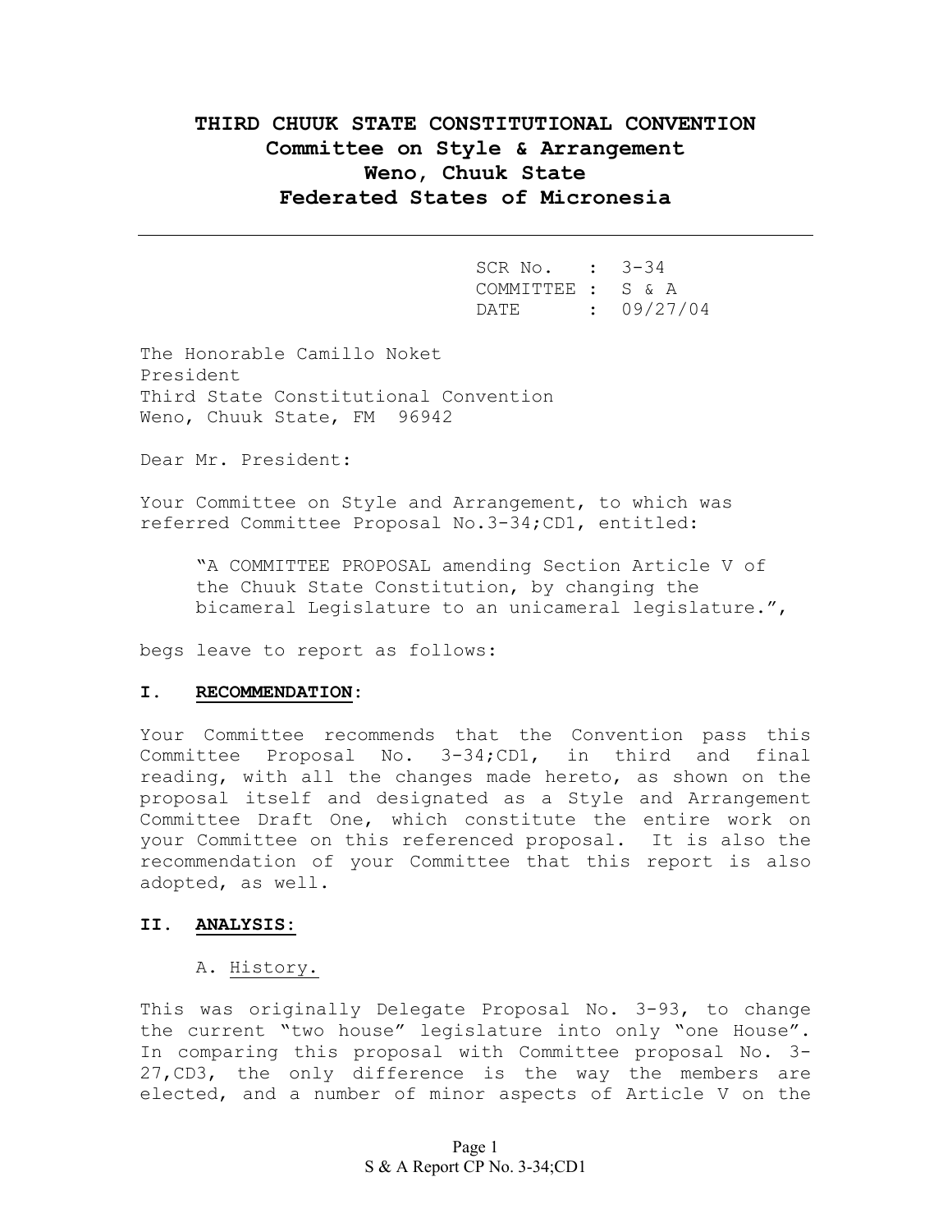# THIRD CHUUK STATE CONSTITUTIONAL CONVENTION

**Committee on Style & Arrangement**
**Weno, Chuuk State**
**Federated States of Micronesia**

---

SCR No. : 3-34
COMMITTEE : S & A
DATE : 09/27/04

The Honorable Camillo Noket
President
Third State Constitutional Convention
Weno, Chuuk State, FM 96942

Dear Mr. President:

Your Committee on Style and Arrangement, to which was referred Committee Proposal No.3-34;CD1, entitled:

> "A COMMITTEE PROPOSAL amending Section Article V of the Chuuk State Constitution, by changing the bicameral Legislature to an unicameral legislature.",

begs leave to report as follows:

## I. RECOMMENDATION:

Your Committee recommends that the Convention pass this Committee Proposal No. 3-34;CD1, in third and final reading, with all the changes made hereto, as shown on the proposal itself and designated as a Style and Arrangement Committee Draft One, which constitute the entire work on your Committee on this referenced proposal. It is also the recommendation of your Committee that this report is also adopted, as well.

## II. ANALYSIS:

### A. History.

This was originally Delegate Proposal No. 3-93, to change the current "two house" legislature into only "one House". In comparing this proposal with Committee proposal No. 3-27,CD3, the only difference is the way the members are elected, and a number of minor aspects of Article V on the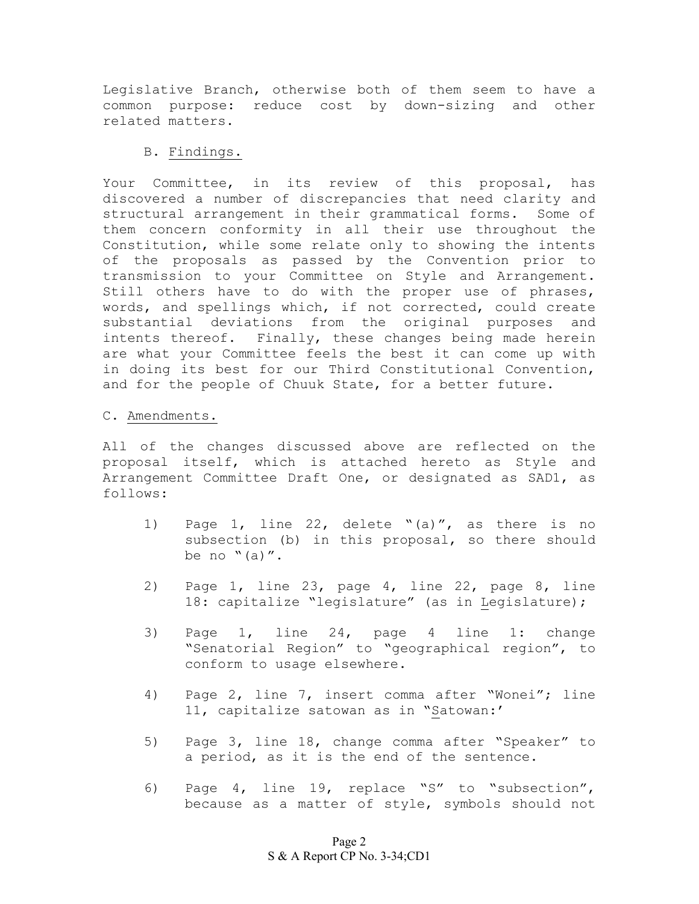Legislative Branch, otherwise both of them seem to have a common purpose: reduce cost by down-sizing and other related matters.

B. Findings.

Your Committee, in its review of this proposal, has discovered a number of discrepancies that need clarity and structural arrangement in their grammatical forms. Some of them concern conformity in all their use throughout the Constitution, while some relate only to showing the intents of the proposals as passed by the Convention prior to transmission to your Committee on Style and Arrangement. Still others have to do with the proper use of phrases, words, and spellings which, if not corrected, could create substantial deviations from the original purposes and intents thereof. Finally, these changes being made herein are what your Committee feels the best it can come up with in doing its best for our Third Constitutional Convention, and for the people of Chuuk State, for a better future.

C. Amendments.

All of the changes discussed above are reflected on the proposal itself, which is attached hereto as Style and Arrangement Committee Draft One, or designated as SAD1, as follows:

1) Page 1, line 22, delete "(a)", as there is no subsection (b) in this proposal, so there should be no "(a)".

2) Page 1, line 23, page 4, line 22, page 8, line 18: capitalize "legislature" (as in Legislature);

3) Page 1, line 24, page 4 line 1: change "Senatorial Region" to "geographical region", to conform to usage elsewhere.

4) Page 2, line 7, insert comma after "Wonei"; line 11, capitalize satowan as in "Satowan:'

5) Page 3, line 18, change comma after "Speaker" to a period, as it is the end of the sentence.

6) Page 4, line 19, replace "S" to "subsection", because as a matter of style, symbols should not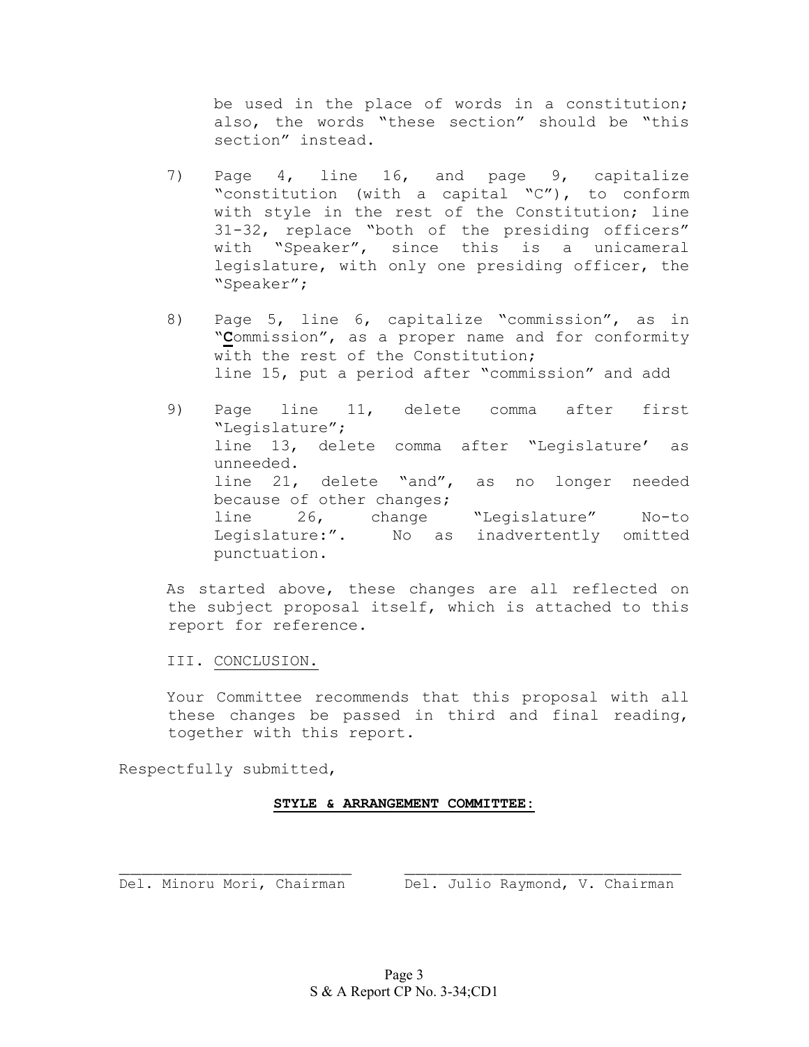be used in the place of words in a constitution; also, the words "these section" should be "this section" instead.

7) Page 4, line 16, and page 9, capitalize "constitution (with a capital "C"), to conform with style in the rest of the Constitution; line 31-32, replace "both of the presiding officers" with "Speaker", since this is a unicameral legislature, with only one presiding officer, the "Speaker";

8) Page 5, line 6, capitalize "commission", as in "**C**ommission", as a proper name and for conformity with the rest of the Constitution;
line 15, put a period after "commission" and add

9) Page line 11, delete comma after first "Legislature";
line 13, delete comma after "Legislature' as unneeded.
line 21, delete "and", as no longer needed because of other changes;
line 26, change "Legislature" No-to Legislature:". No as inadvertently omitted punctuation.

As started above, these changes are all reflected on the subject proposal itself, which is attached to this report for reference.

III. CONCLUSION.

Your Committee recommends that this proposal with all these changes be passed in third and final reading, together with this report.

Respectfully submitted,

**STYLE & ARRANGEMENT COMMITTEE:**

Del. Minoru Mori, Chairman

Del. Julio Raymond, V. Chairman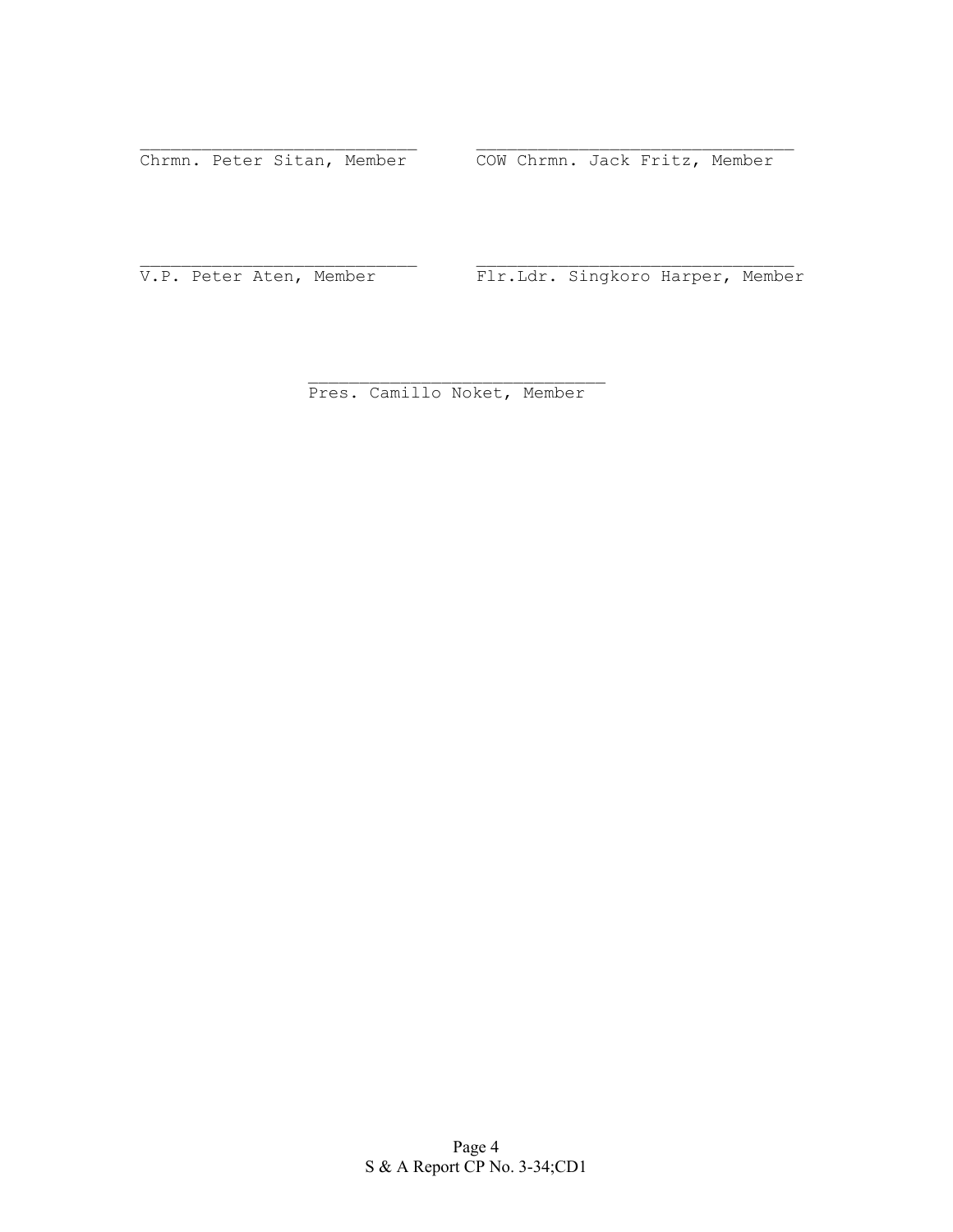\_\_\_\_\_\_\_\_\_\_\_\_\_\_\_\_\_\_\_\_\_\_\_\_\_\_\_\_
Chrmn. Peter Sitan, Member

\_\_\_\_\_\_\_\_\_\_\_\_\_\_\_\_\_\_\_\_\_\_\_\_\_\_\_\_\_\_\_\_
COW Chrmn. Jack Fritz, Member

\_\_\_\_\_\_\_\_\_\_\_\_\_\_\_\_\_\_\_\_\_\_\_\_\_\_\_\_
V.P. Peter Aten, Member

\_\_\_\_\_\_\_\_\_\_\_\_\_\_\_\_\_\_\_\_\_\_\_\_\_\_\_\_\_\_\_\_
Flr.Ldr. Singkoro Harper, Member

\_\_\_\_\_\_\_\_\_\_\_\_\_\_\_\_\_\_\_\_\_\_\_\_\_\_\_\_\_\_
Pres. Camillo Noket, Member